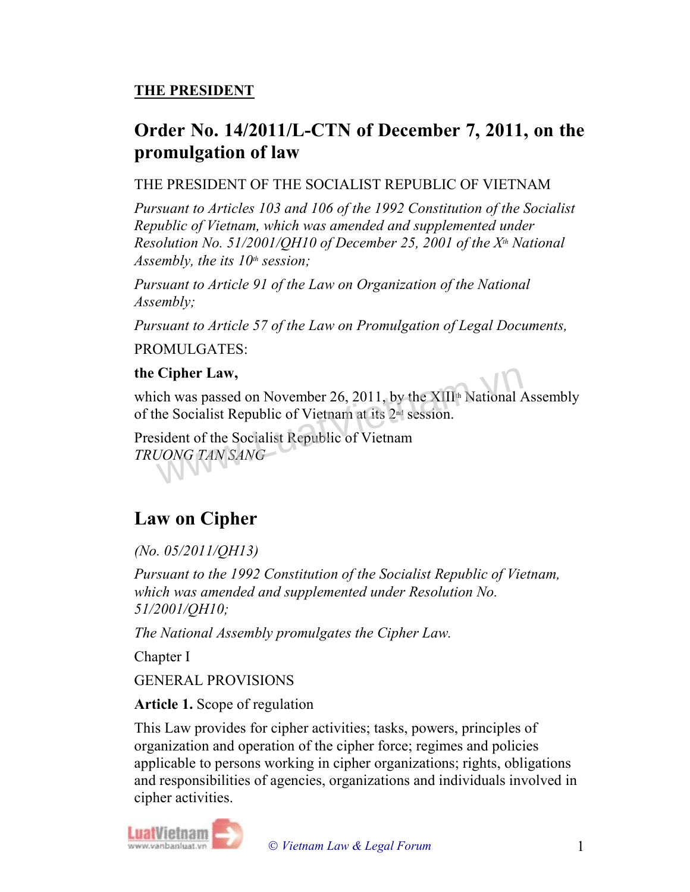**THE PRESIDENT**

# Order No. 14/2011/L-CTN of December 7, 2011, on the promulgation of law

THE PRESIDENT OF THE SOCIALIST REPUBLIC OF VIETNAM

*Pursuant to Articles 103 and 106 of the 1992 Constitution of the Socialist Republic of Vietnam, which was amended and supplemented under Resolution No. 51/2001/QH10 of December 25, 2001 of the Xth National Assembly, the its 10th session;*

*Pursuant to Article 91 of the Law on Organization of the National Assembly;*

*Pursuant to Article 57 of the Law on Promulgation of Legal Documents,*

PROMULGATES:

**the Cipher Law,**

which was passed on November 26, 2011, by the XIIIth National Assembly of the Socialist Republic of Vietnam at its 2nd session.

President of the Socialist Republic of Vietnam
*TRUONG TAN SANG*

# Law on Cipher

*(No. 05/2011/QH13)*

*Pursuant to the 1992 Constitution of the Socialist Republic of Vietnam, which was amended and supplemented under Resolution No. 51/2001/QH10;*

*The National Assembly promulgates the Cipher Law.*

Chapter I

GENERAL PROVISIONS

**Article 1.** Scope of regulation

This Law provides for cipher activities; tasks, powers, principles of organization and operation of the cipher force; regimes and policies applicable to persons working in cipher organizations; rights, obligations and responsibilities of agencies, organizations and individuals involved in cipher activities.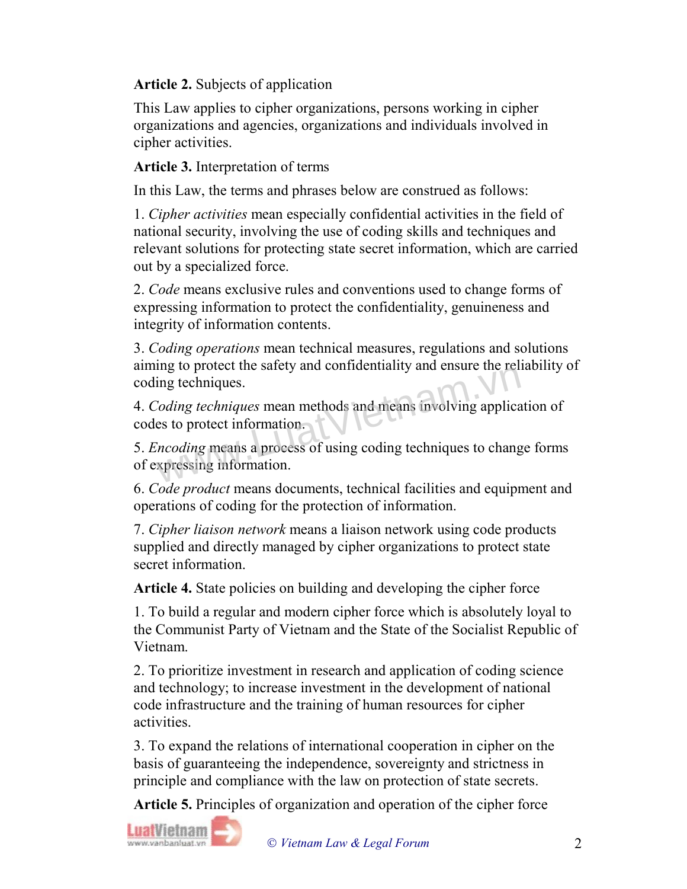**Article 2.** Subjects of application

This Law applies to cipher organizations, persons working in cipher organizations and agencies, organizations and individuals involved in cipher activities.

**Article 3.** Interpretation of terms

In this Law, the terms and phrases below are construed as follows:

1. *Cipher activities* mean especially confidential activities in the field of national security, involving the use of coding skills and techniques and relevant solutions for protecting state secret information, which are carried out by a specialized force.

2. *Code* means exclusive rules and conventions used to change forms of expressing information to protect the confidentiality, genuineness and integrity of information contents.

3. *Coding operations* mean technical measures, regulations and solutions aiming to protect the safety and confidentiality and ensure the reliability of coding techniques.

4. *Coding techniques* mean methods and means involving application of codes to protect information.

5. *Encoding* means a process of using coding techniques to change forms of expressing information.

6. *Code product* means documents, technical facilities and equipment and operations of coding for the protection of information.

7. *Cipher liaison network* means a liaison network using code products supplied and directly managed by cipher organizations to protect state secret information.

**Article 4.** State policies on building and developing the cipher force

1. To build a regular and modern cipher force which is absolutely loyal to the Communist Party of Vietnam and the State of the Socialist Republic of Vietnam.

2. To prioritize investment in research and application of coding science and technology; to increase investment in the development of national code infrastructure and the training of human resources for cipher activities.

3. To expand the relations of international cooperation in cipher on the basis of guaranteeing the independence, sovereignty and strictness in principle and compliance with the law on protection of state secrets.

**Article 5.** Principles of organization and operation of the cipher force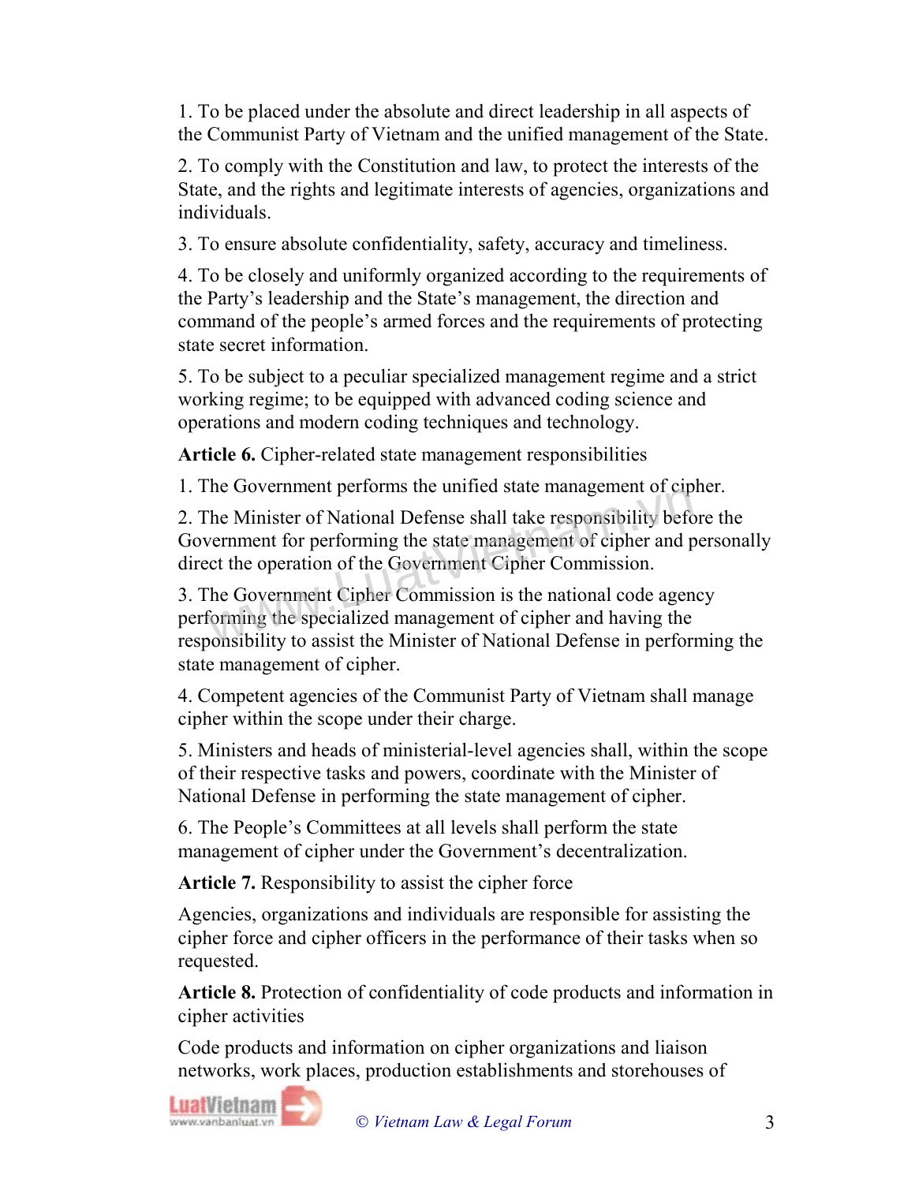1. To be placed under the absolute and direct leadership in all aspects of the Communist Party of Vietnam and the unified management of the State.

2. To comply with the Constitution and law, to protect the interests of the State, and the rights and legitimate interests of agencies, organizations and individuals.

3. To ensure absolute confidentiality, safety, accuracy and timeliness.

4. To be closely and uniformly organized according to the requirements of the Party's leadership and the State's management, the direction and command of the people's armed forces and the requirements of protecting state secret information.

5. To be subject to a peculiar specialized management regime and a strict working regime; to be equipped with advanced coding science and operations and modern coding techniques and technology.

**Article 6.** Cipher-related state management responsibilities

1. The Government performs the unified state management of cipher.

2. The Minister of National Defense shall take responsibility before the Government for performing the state management of cipher and personally direct the operation of the Government Cipher Commission.

3. The Government Cipher Commission is the national code agency performing the specialized management of cipher and having the responsibility to assist the Minister of National Defense in performing the state management of cipher.

4. Competent agencies of the Communist Party of Vietnam shall manage cipher within the scope under their charge.

5. Ministers and heads of ministerial-level agencies shall, within the scope of their respective tasks and powers, coordinate with the Minister of National Defense in performing the state management of cipher.

6. The People's Committees at all levels shall perform the state management of cipher under the Government's decentralization.

**Article 7.** Responsibility to assist the cipher force

Agencies, organizations and individuals are responsible for assisting the cipher force and cipher officers in the performance of their tasks when so requested.

**Article 8.** Protection of confidentiality of code products and information in cipher activities

Code products and information on cipher organizations and liaison networks, work places, production establishments and storehouses of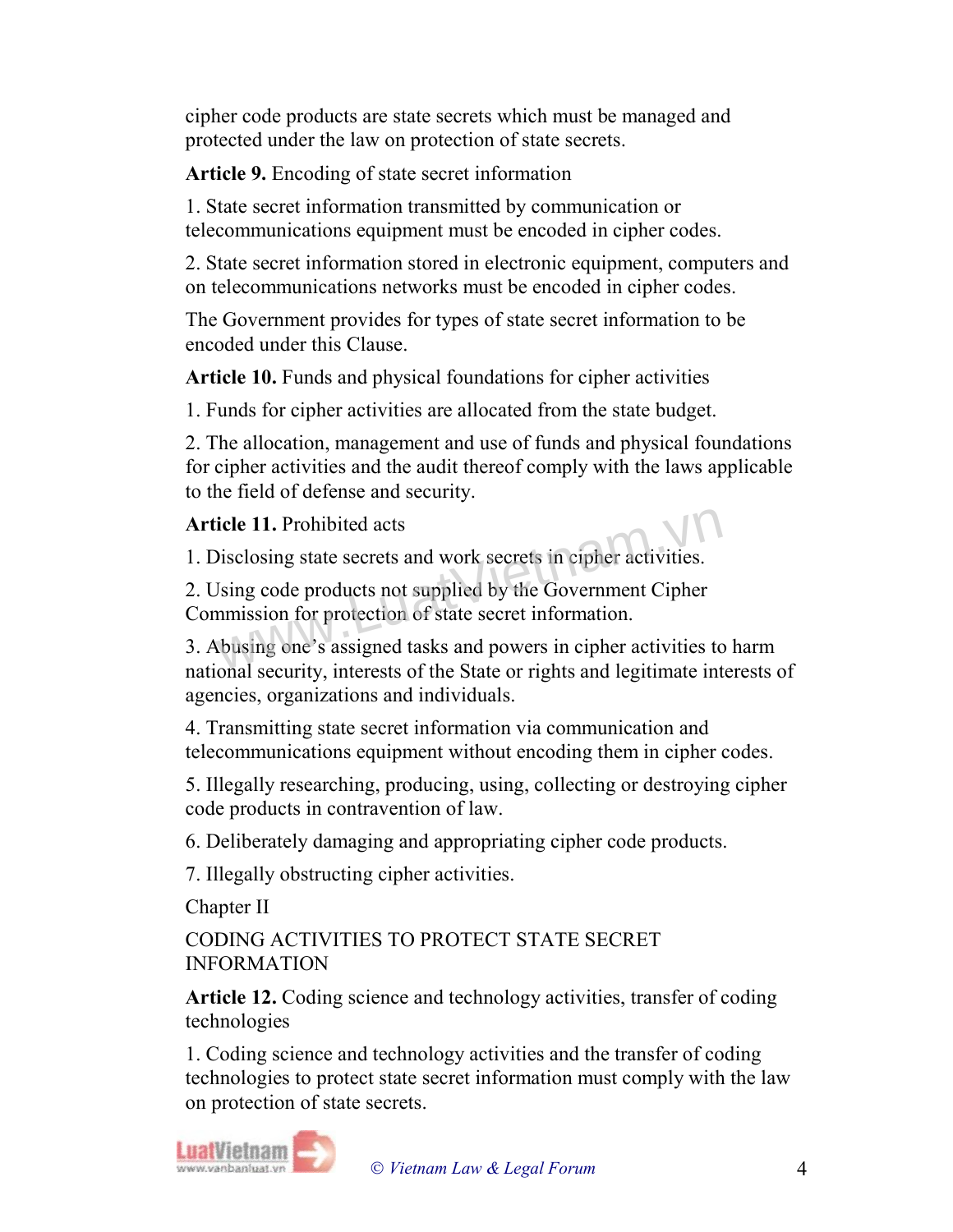cipher code products are state secrets which must be managed and protected under the law on protection of state secrets.

**Article 9.** Encoding of state secret information

1. State secret information transmitted by communication or telecommunications equipment must be encoded in cipher codes.

2. State secret information stored in electronic equipment, computers and on telecommunications networks must be encoded in cipher codes.

The Government provides for types of state secret information to be encoded under this Clause.

**Article 10.** Funds and physical foundations for cipher activities

1. Funds for cipher activities are allocated from the state budget.

2. The allocation, management and use of funds and physical foundations for cipher activities and the audit thereof comply with the laws applicable to the field of defense and security.

**Article 11.** Prohibited acts

1. Disclosing state secrets and work secrets in cipher activities.

2. Using code products not supplied by the Government Cipher Commission for protection of state secret information.

3. Abusing one's assigned tasks and powers in cipher activities to harm national security, interests of the State or rights and legitimate interests of agencies, organizations and individuals.

4. Transmitting state secret information via communication and telecommunications equipment without encoding them in cipher codes.

5. Illegally researching, producing, using, collecting or destroying cipher code products in contravention of law.

6. Deliberately damaging and appropriating cipher code products.

7. Illegally obstructing cipher activities.

## Chapter II

## CODING ACTIVITIES TO PROTECT STATE SECRET INFORMATION

**Article 12.** Coding science and technology activities, transfer of coding technologies

1. Coding science and technology activities and the transfer of coding technologies to protect state secret information must comply with the law on protection of state secrets.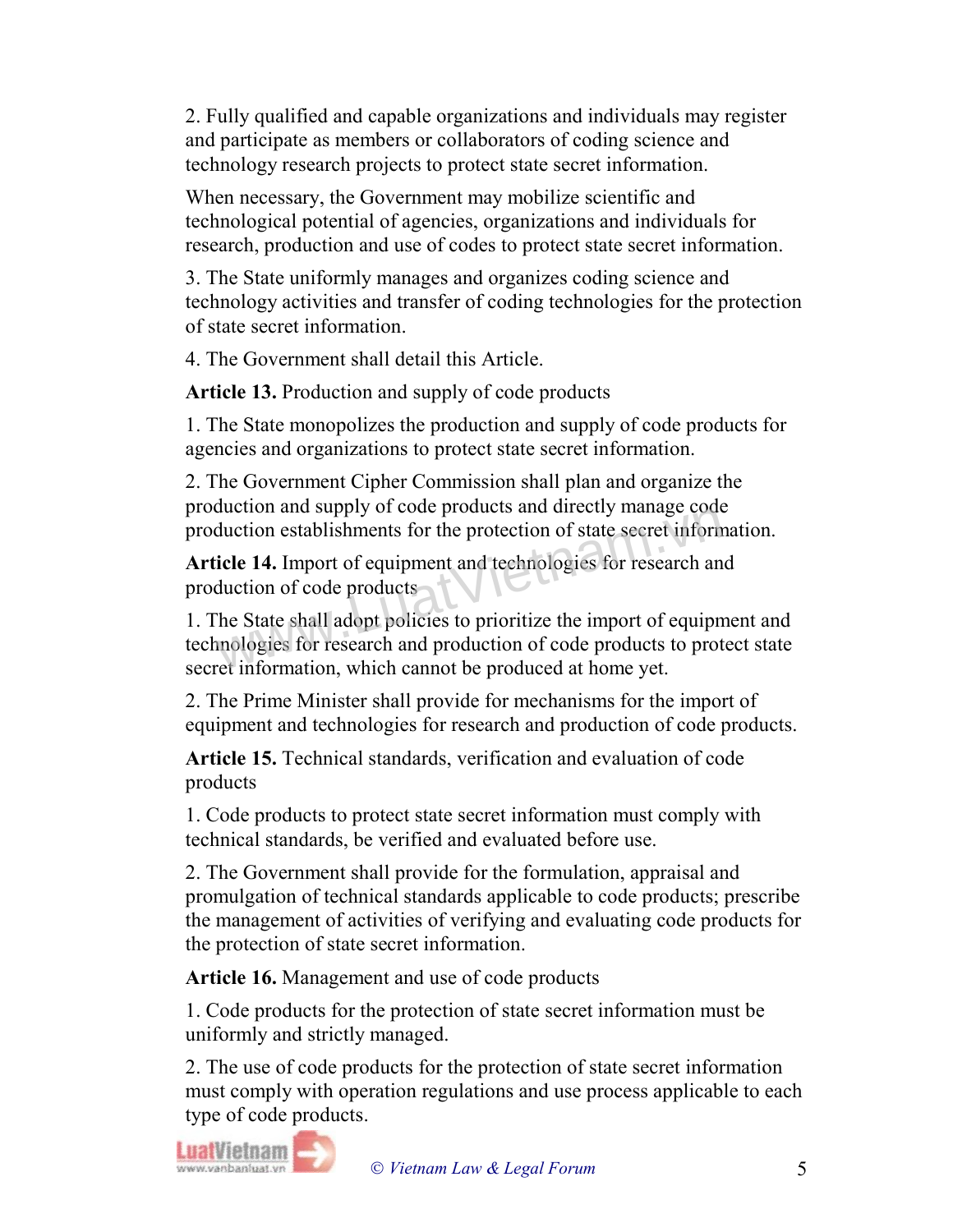2. Fully qualified and capable organizations and individuals may register and participate as members or collaborators of coding science and technology research projects to protect state secret information.

When necessary, the Government may mobilize scientific and technological potential of agencies, organizations and individuals for research, production and use of codes to protect state secret information.

3. The State uniformly manages and organizes coding science and technology activities and transfer of coding technologies for the protection of state secret information.

4. The Government shall detail this Article.

**Article 13.** Production and supply of code products

1. The State monopolizes the production and supply of code products for agencies and organizations to protect state secret information.

2. The Government Cipher Commission shall plan and organize the production and supply of code products and directly manage code production establishments for the protection of state secret information.

**Article 14.** Import of equipment and technologies for research and production of code products

1. The State shall adopt policies to prioritize the import of equipment and technologies for research and production of code products to protect state secret information, which cannot be produced at home yet.

2. The Prime Minister shall provide for mechanisms for the import of equipment and technologies for research and production of code products.

**Article 15.** Technical standards, verification and evaluation of code products

1. Code products to protect state secret information must comply with technical standards, be verified and evaluated before use.

2. The Government shall provide for the formulation, appraisal and promulgation of technical standards applicable to code products; prescribe the management of activities of verifying and evaluating code products for the protection of state secret information.

**Article 16.** Management and use of code products

1. Code products for the protection of state secret information must be uniformly and strictly managed.

2. The use of code products for the protection of state secret information must comply with operation regulations and use process applicable to each type of code products.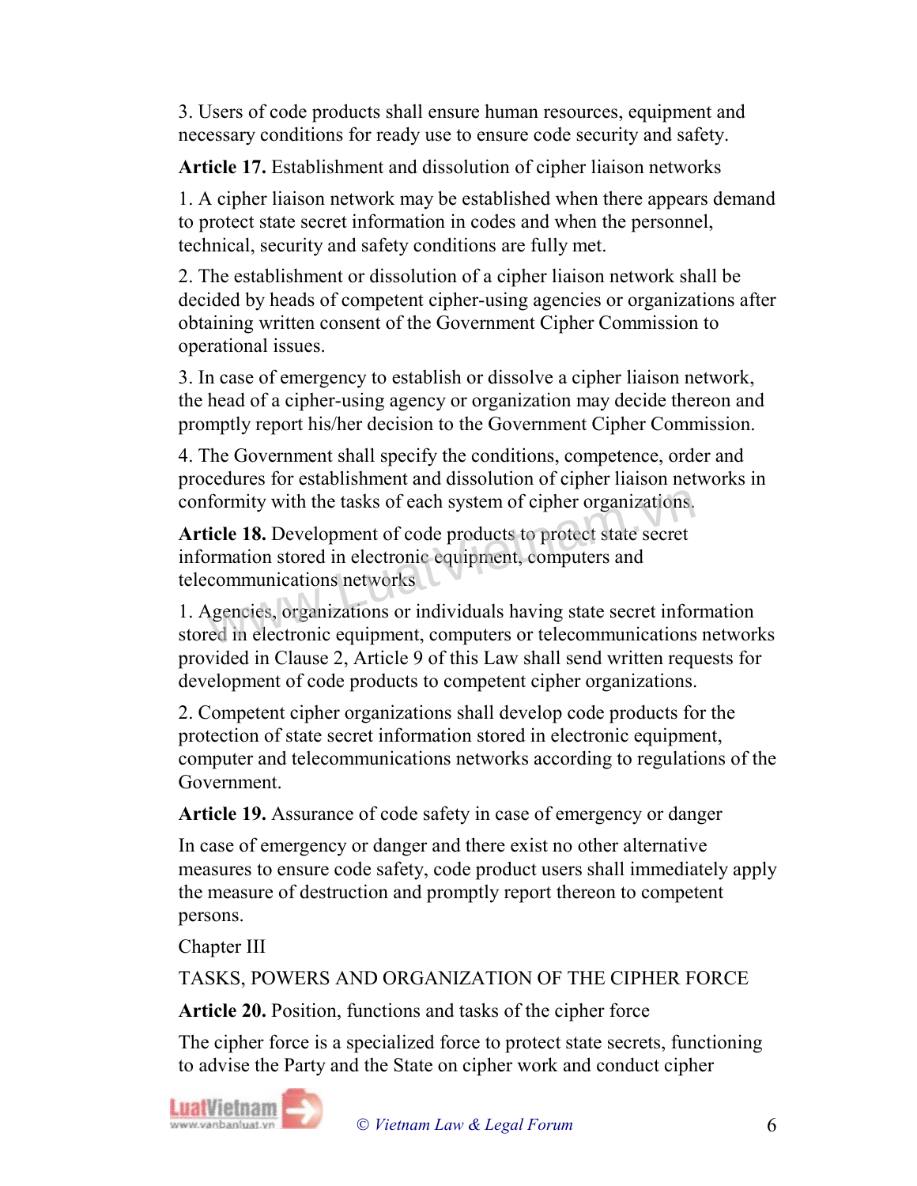3. Users of code products shall ensure human resources, equipment and necessary conditions for ready use to ensure code security and safety.

**Article 17.** Establishment and dissolution of cipher liaison networks

1. A cipher liaison network may be established when there appears demand to protect state secret information in codes and when the personnel, technical, security and safety conditions are fully met.

2. The establishment or dissolution of a cipher liaison network shall be decided by heads of competent cipher-using agencies or organizations after obtaining written consent of the Government Cipher Commission to operational issues.

3. In case of emergency to establish or dissolve a cipher liaison network, the head of a cipher-using agency or organization may decide thereon and promptly report his/her decision to the Government Cipher Commission.

4. The Government shall specify the conditions, competence, order and procedures for establishment and dissolution of cipher liaison networks in conformity with the tasks of each system of cipher organizations.

**Article 18.** Development of code products to protect state secret information stored in electronic equipment, computers and telecommunications networks

1. Agencies, organizations or individuals having state secret information stored in electronic equipment, computers or telecommunications networks provided in Clause 2, Article 9 of this Law shall send written requests for development of code products to competent cipher organizations.

2. Competent cipher organizations shall develop code products for the protection of state secret information stored in electronic equipment, computer and telecommunications networks according to regulations of the Government.

**Article 19.** Assurance of code safety in case of emergency or danger

In case of emergency or danger and there exist no other alternative measures to ensure code safety, code product users shall immediately apply the measure of destruction and promptly report thereon to competent persons.

Chapter III

TASKS, POWERS AND ORGANIZATION OF THE CIPHER FORCE

**Article 20.** Position, functions and tasks of the cipher force

The cipher force is a specialized force to protect state secrets, functioning to advise the Party and the State on cipher work and conduct cipher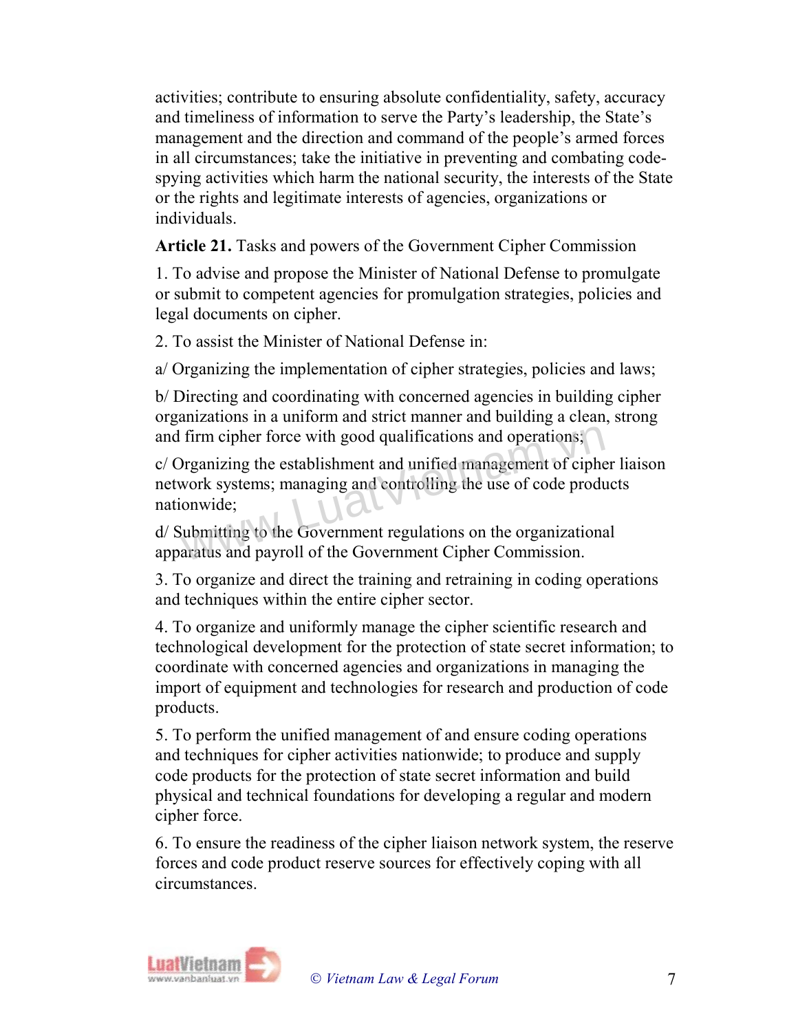activities; contribute to ensuring absolute confidentiality, safety, accuracy and timeliness of information to serve the Party's leadership, the State's management and the direction and command of the people's armed forces in all circumstances; take the initiative in preventing and combating code-spying activities which harm the national security, the interests of the State or the rights and legitimate interests of agencies, organizations or individuals.

**Article 21.** Tasks and powers of the Government Cipher Commission

1. To advise and propose the Minister of National Defense to promulgate or submit to competent agencies for promulgation strategies, policies and legal documents on cipher.

2. To assist the Minister of National Defense in:

a/ Organizing the implementation of cipher strategies, policies and laws;

b/ Directing and coordinating with concerned agencies in building cipher organizations in a uniform and strict manner and building a clean, strong and firm cipher force with good qualifications and operations;

c/ Organizing the establishment and unified management of cipher liaison network systems; managing and controlling the use of code products nationwide;

d/ Submitting to the Government regulations on the organizational apparatus and payroll of the Government Cipher Commission.

3. To organize and direct the training and retraining in coding operations and techniques within the entire cipher sector.

4. To organize and uniformly manage the cipher scientific research and technological development for the protection of state secret information; to coordinate with concerned agencies and organizations in managing the import of equipment and technologies for research and production of code products.

5. To perform the unified management of and ensure coding operations and techniques for cipher activities nationwide; to produce and supply code products for the protection of state secret information and build physical and technical foundations for developing a regular and modern cipher force.

6. To ensure the readiness of the cipher liaison network system, the reserve forces and code product reserve sources for effectively coping with all circumstances.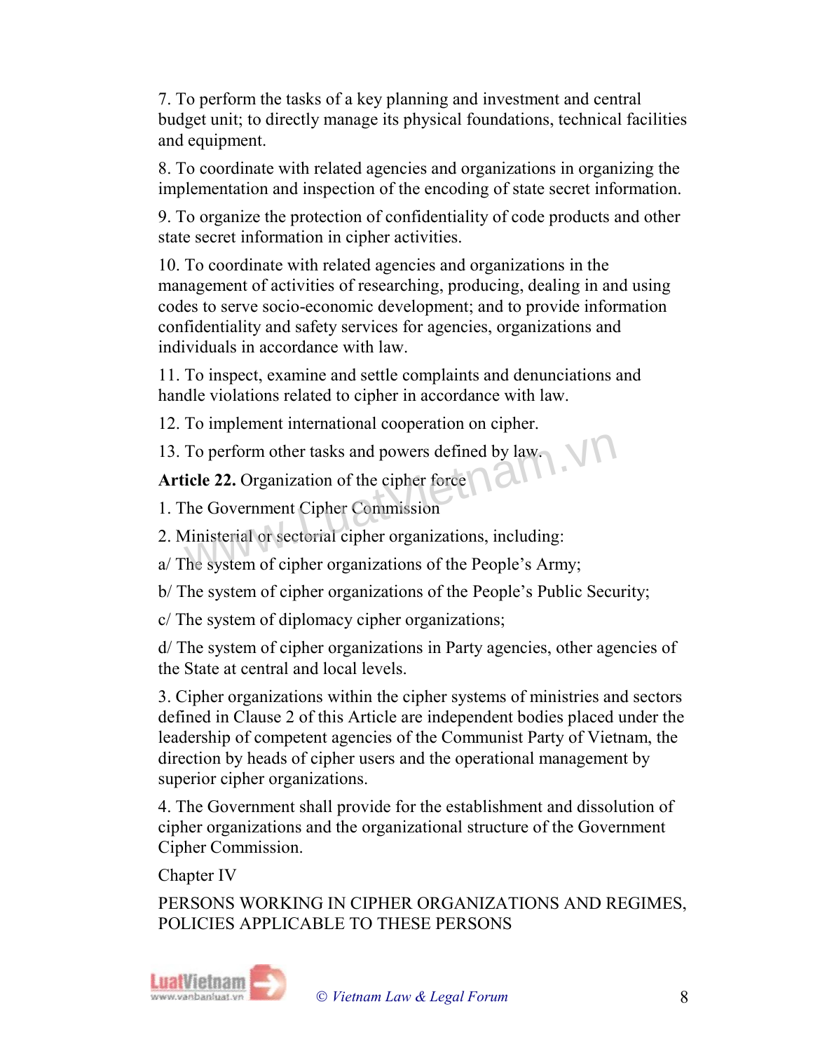7. To perform the tasks of a key planning and investment and central budget unit; to directly manage its physical foundations, technical facilities and equipment.

8. To coordinate with related agencies and organizations in organizing the implementation and inspection of the encoding of state secret information.

9. To organize the protection of confidentiality of code products and other state secret information in cipher activities.

10. To coordinate with related agencies and organizations in the management of activities of researching, producing, dealing in and using codes to serve socio-economic development; and to provide information confidentiality and safety services for agencies, organizations and individuals in accordance with law.

11. To inspect, examine and settle complaints and denunciations and handle violations related to cipher in accordance with law.

12. To implement international cooperation on cipher.

13. To perform other tasks and powers defined by law.

**Article 22.** Organization of the cipher force

1. The Government Cipher Commission

2. Ministerial or sectorial cipher organizations, including:

a/ The system of cipher organizations of the People's Army;

b/ The system of cipher organizations of the People's Public Security;

c/ The system of diplomacy cipher organizations;

d/ The system of cipher organizations in Party agencies, other agencies of the State at central and local levels.

3. Cipher organizations within the cipher systems of ministries and sectors defined in Clause 2 of this Article are independent bodies placed under the leadership of competent agencies of the Communist Party of Vietnam, the direction by heads of cipher users and the operational management by superior cipher organizations.

4. The Government shall provide for the establishment and dissolution of cipher organizations and the organizational structure of the Government Cipher Commission.

Chapter IV

PERSONS WORKING IN CIPHER ORGANIZATIONS AND REGIMES, POLICIES APPLICABLE TO THESE PERSONS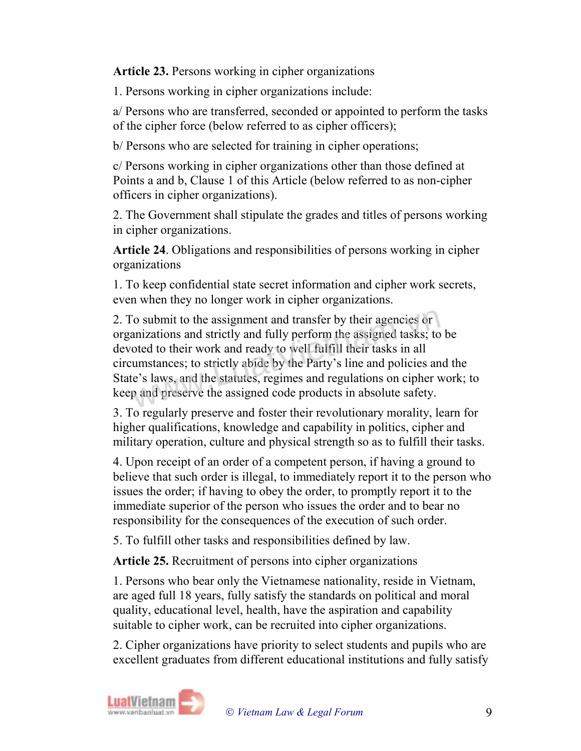**Article 23.** Persons working in cipher organizations

1. Persons working in cipher organizations include:

a/ Persons who are transferred, seconded or appointed to perform the tasks of the cipher force (below referred to as cipher officers);

b/ Persons who are selected for training in cipher operations;

c/ Persons working in cipher organizations other than those defined at Points a and b, Clause 1 of this Article (below referred to as non-cipher officers in cipher organizations).

2. The Government shall stipulate the grades and titles of persons working in cipher organizations.

**Article 24**. Obligations and responsibilities of persons working in cipher organizations

1. To keep confidential state secret information and cipher work secrets, even when they no longer work in cipher organizations.

2. To submit to the assignment and transfer by their agencies or organizations and strictly and fully perform the assigned tasks; to be devoted to their work and ready to well fulfill their tasks in all circumstances; to strictly abide by the Party's line and policies and the State's laws, and the statutes, regimes and regulations on cipher work; to keep and preserve the assigned code products in absolute safety.

3. To regularly preserve and foster their revolutionary morality, learn for higher qualifications, knowledge and capability in politics, cipher and military operation, culture and physical strength so as to fulfill their tasks.

4. Upon receipt of an order of a competent person, if having a ground to believe that such order is illegal, to immediately report it to the person who issues the order; if having to obey the order, to promptly report it to the immediate superior of the person who issues the order and to bear no responsibility for the consequences of the execution of such order.

5. To fulfill other tasks and responsibilities defined by law.

**Article 25.** Recruitment of persons into cipher organizations

1. Persons who bear only the Vietnamese nationality, reside in Vietnam, are aged full 18 years, fully satisfy the standards on political and moral quality, educational level, health, have the aspiration and capability suitable to cipher work, can be recruited into cipher organizations.

2. Cipher organizations have priority to select students and pupils who are excellent graduates from different educational institutions and fully satisfy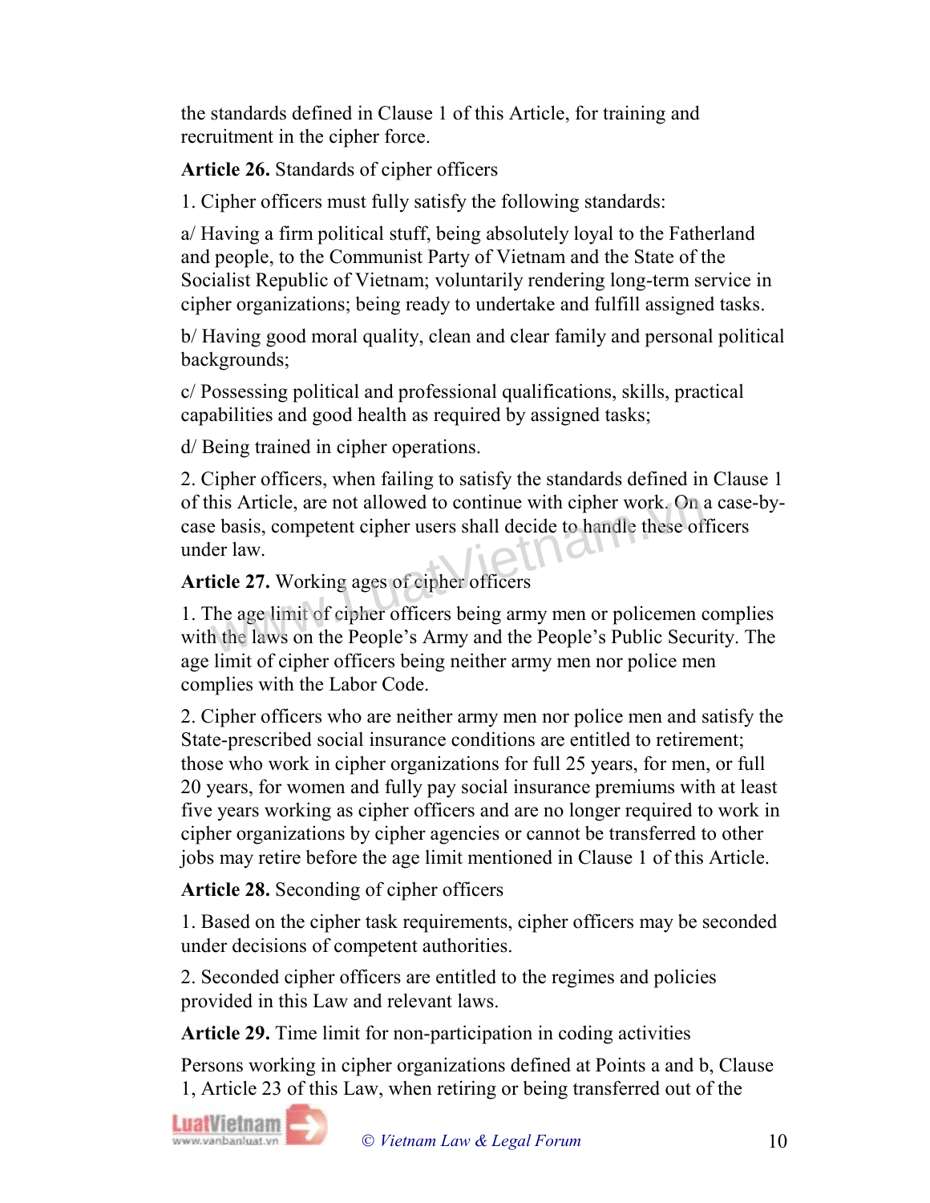the standards defined in Clause 1 of this Article, for training and recruitment in the cipher force.

**Article 26.** Standards of cipher officers

1. Cipher officers must fully satisfy the following standards:

a/ Having a firm political stuff, being absolutely loyal to the Fatherland and people, to the Communist Party of Vietnam and the State of the Socialist Republic of Vietnam; voluntarily rendering long-term service in cipher organizations; being ready to undertake and fulfill assigned tasks.

b/ Having good moral quality, clean and clear family and personal political backgrounds;

c/ Possessing political and professional qualifications, skills, practical capabilities and good health as required by assigned tasks;

d/ Being trained in cipher operations.

2. Cipher officers, when failing to satisfy the standards defined in Clause 1 of this Article, are not allowed to continue with cipher work. On a case-by-case basis, competent cipher users shall decide to handle these officers under law.

**Article 27.** Working ages of cipher officers

1. The age limit of cipher officers being army men or policemen complies with the laws on the People's Army and the People's Public Security. The age limit of cipher officers being neither army men nor police men complies with the Labor Code.

2. Cipher officers who are neither army men nor police men and satisfy the State-prescribed social insurance conditions are entitled to retirement; those who work in cipher organizations for full 25 years, for men, or full 20 years, for women and fully pay social insurance premiums with at least five years working as cipher officers and are no longer required to work in cipher organizations by cipher agencies or cannot be transferred to other jobs may retire before the age limit mentioned in Clause 1 of this Article.

**Article 28.** Seconding of cipher officers

1. Based on the cipher task requirements, cipher officers may be seconded under decisions of competent authorities.

2. Seconded cipher officers are entitled to the regimes and policies provided in this Law and relevant laws.

**Article 29.** Time limit for non-participation in coding activities

Persons working in cipher organizations defined at Points a and b, Clause 1, Article 23 of this Law, when retiring or being transferred out of the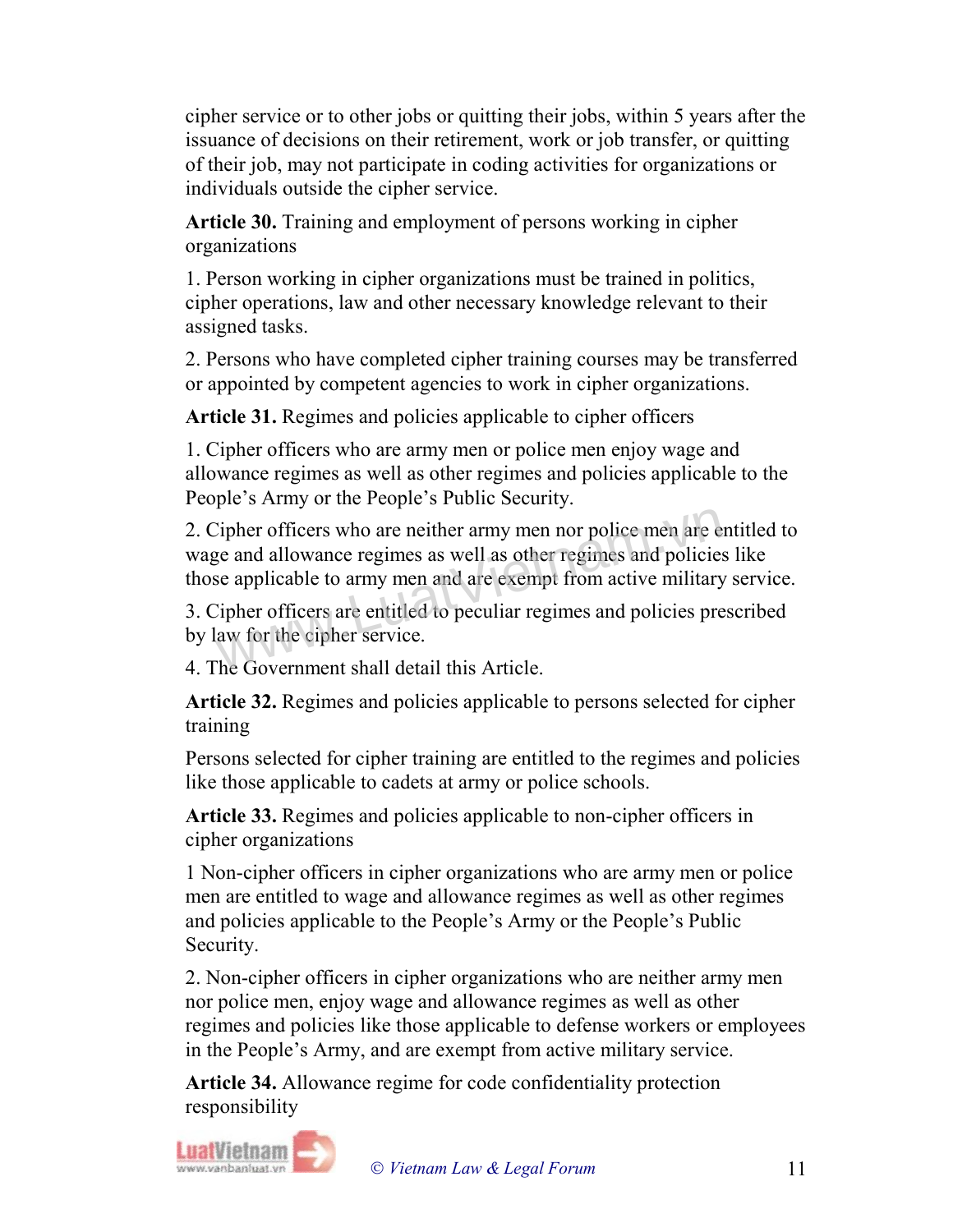cipher service or to other jobs or quitting their jobs, within 5 years after the issuance of decisions on their retirement, work or job transfer, or quitting of their job, may not participate in coding activities for organizations or individuals outside the cipher service.

**Article 30.** Training and employment of persons working in cipher organizations

1. Person working in cipher organizations must be trained in politics, cipher operations, law and other necessary knowledge relevant to their assigned tasks.

2. Persons who have completed cipher training courses may be transferred or appointed by competent agencies to work in cipher organizations.

**Article 31.** Regimes and policies applicable to cipher officers

1. Cipher officers who are army men or police men enjoy wage and allowance regimes as well as other regimes and policies applicable to the People's Army or the People's Public Security.

2. Cipher officers who are neither army men nor police men are entitled to wage and allowance regimes as well as other regimes and policies like those applicable to army men and are exempt from active military service.

3. Cipher officers are entitled to peculiar regimes and policies prescribed by law for the cipher service.

4. The Government shall detail this Article.

**Article 32.** Regimes and policies applicable to persons selected for cipher training

Persons selected for cipher training are entitled to the regimes and policies like those applicable to cadets at army or police schools.

**Article 33.** Regimes and policies applicable to non-cipher officers in cipher organizations

1 Non-cipher officers in cipher organizations who are army men or police men are entitled to wage and allowance regimes as well as other regimes and policies applicable to the People's Army or the People's Public Security.

2. Non-cipher officers in cipher organizations who are neither army men nor police men, enjoy wage and allowance regimes as well as other regimes and policies like those applicable to defense workers or employees in the People's Army, and are exempt from active military service.

**Article 34.** Allowance regime for code confidentiality protection responsibility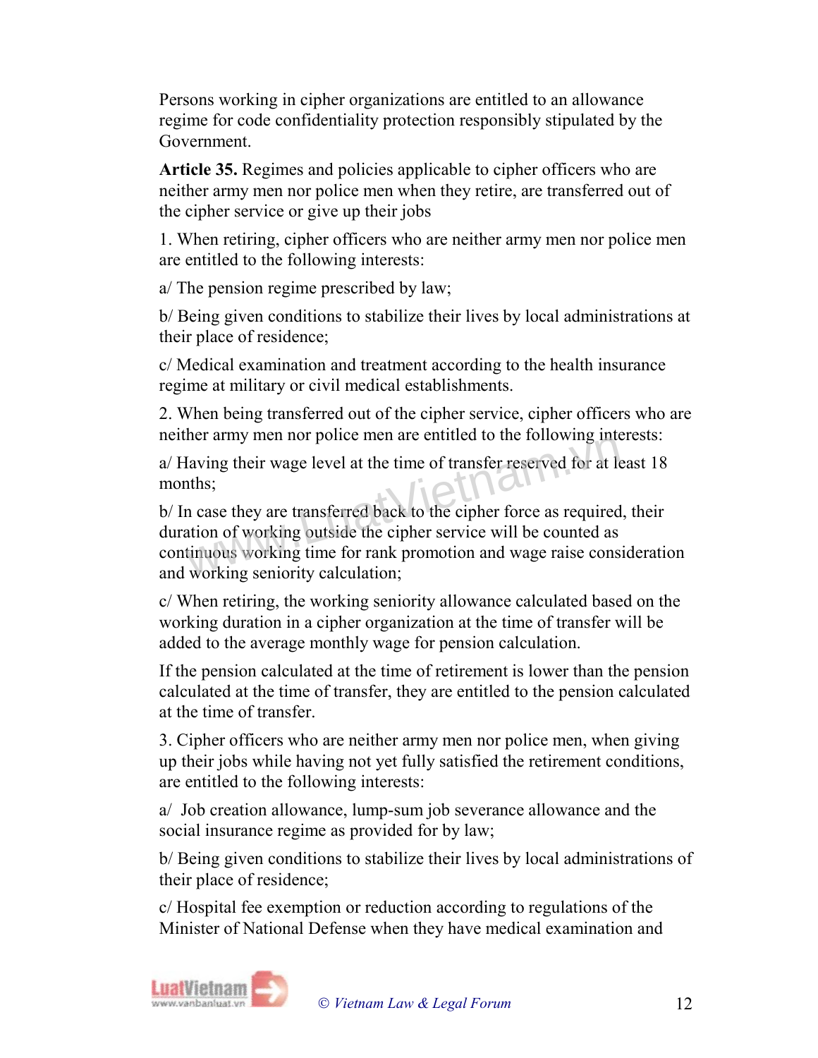Persons working in cipher organizations are entitled to an allowance regime for code confidentiality protection responsibly stipulated by the Government.

**Article 35.** Regimes and policies applicable to cipher officers who are neither army men nor police men when they retire, are transferred out of the cipher service or give up their jobs

1. When retiring, cipher officers who are neither army men nor police men are entitled to the following interests:

a/ The pension regime prescribed by law;

b/ Being given conditions to stabilize their lives by local administrations at their place of residence;

c/ Medical examination and treatment according to the health insurance regime at military or civil medical establishments.

2. When being transferred out of the cipher service, cipher officers who are neither army men nor police men are entitled to the following interests:

a/ Having their wage level at the time of transfer reserved for at least 18 months;

b/ In case they are transferred back to the cipher force as required, their duration of working outside the cipher service will be counted as continuous working time for rank promotion and wage raise consideration and working seniority calculation;

c/ When retiring, the working seniority allowance calculated based on the working duration in a cipher organization at the time of transfer will be added to the average monthly wage for pension calculation.

If the pension calculated at the time of retirement is lower than the pension calculated at the time of transfer, they are entitled to the pension calculated at the time of transfer.

3. Cipher officers who are neither army men nor police men, when giving up their jobs while having not yet fully satisfied the retirement conditions, are entitled to the following interests:

a/ Job creation allowance, lump-sum job severance allowance and the social insurance regime as provided for by law;

b/ Being given conditions to stabilize their lives by local administrations of their place of residence;

c/ Hospital fee exemption or reduction according to regulations of the Minister of National Defense when they have medical examination and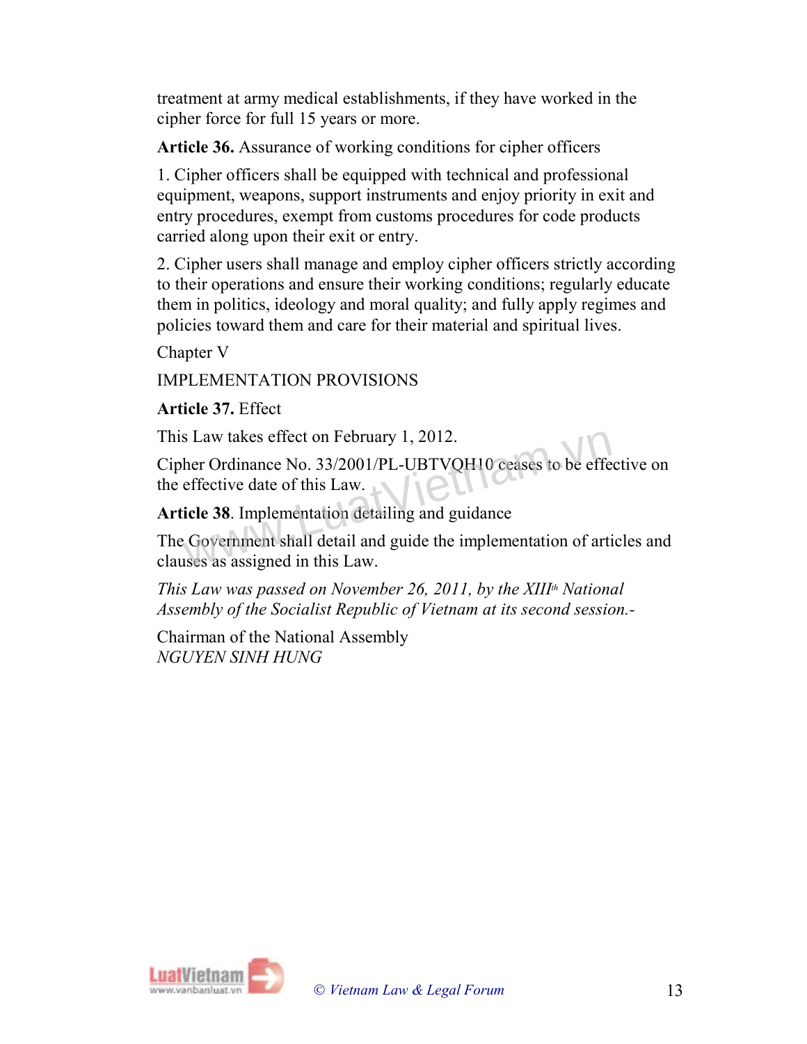treatment at army medical establishments, if they have worked in the cipher force for full 15 years or more.

**Article 36.** Assurance of working conditions for cipher officers

1. Cipher officers shall be equipped with technical and professional equipment, weapons, support instruments and enjoy priority in exit and entry procedures, exempt from customs procedures for code products carried along upon their exit or entry.

2. Cipher users shall manage and employ cipher officers strictly according to their operations and ensure their working conditions; regularly educate them in politics, ideology and moral quality; and fully apply regimes and policies toward them and care for their material and spiritual lives.

Chapter V

IMPLEMENTATION PROVISIONS

**Article 37.** Effect

This Law takes effect on February 1, 2012.

Cipher Ordinance No. 33/2001/PL-UBTVQH10 ceases to be effective on the effective date of this Law.

**Article 38**. Implementation detailing and guidance

The Government shall detail and guide the implementation of articles and clauses as assigned in this Law.

*This Law was passed on November 26, 2011, by the XIII<sup>th</sup> National Assembly of the Socialist Republic of Vietnam at its second session.-*

Chairman of the National Assembly
*NGUYEN SINH HUNG*